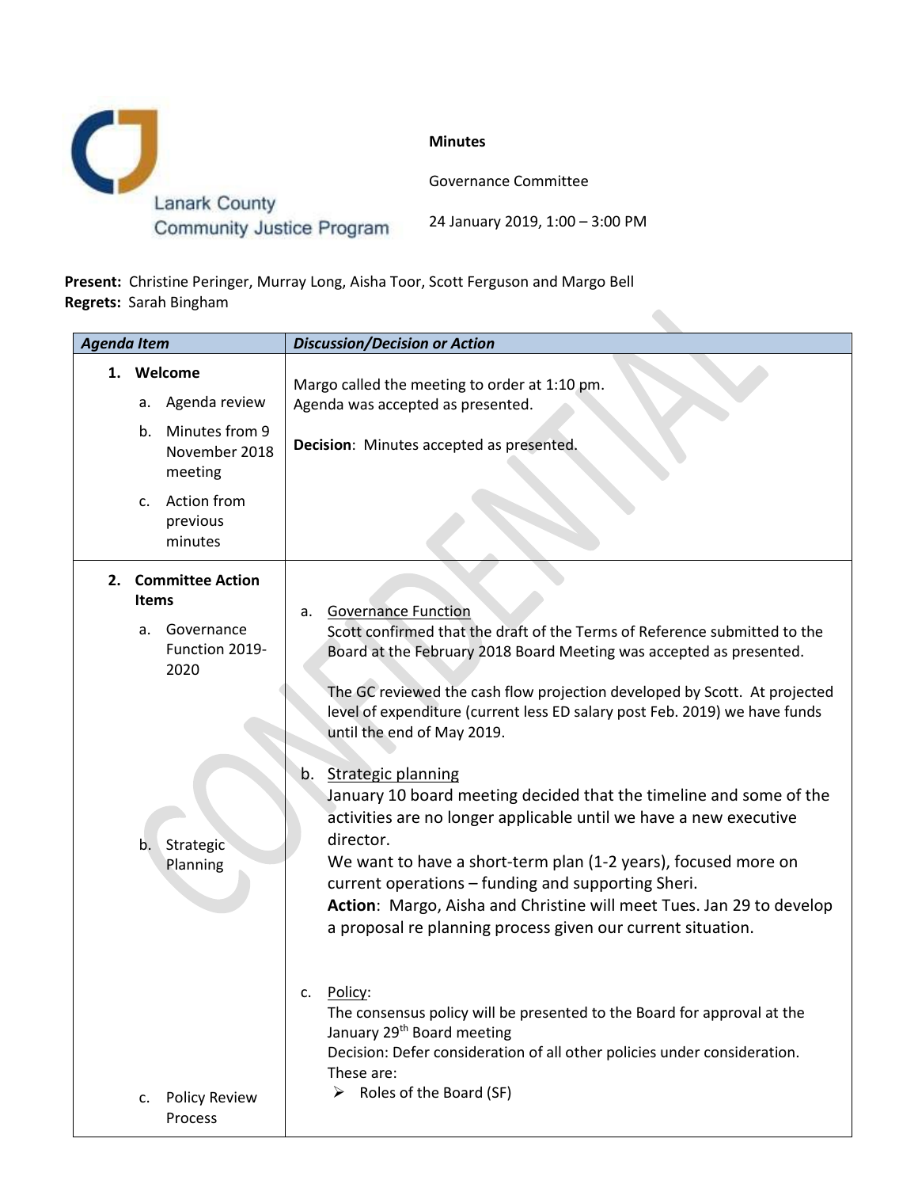Lanark County Community Justice Program

**Minutes**

Governance Committee

24 January 2019, 1:00 – 3:00 PM

**Present:** Christine Peringer, Murray Long, Aisha Toor, Scott Ferguson and Margo Bell
**Regrets:** Sarah Bingham

| ***Agenda Item*** | ***Discussion/Decision or Action*** |
|---|---|
| **1. Welcome**<br>a. Agenda review<br>b. Minutes from 9 November 2018 meeting<br>c. Action from previous minutes | Margo called the meeting to order at 1:10 pm.<br>Agenda was accepted as presented.<br><br>**Decision**: Minutes accepted as presented. |
| **2. Committee Action Items**<br>a. Governance Function 2019-2020<br><br>b. Strategic Planning<br><br>c. Policy Review Process | a. <u>Governance Function</u><br>Scott confirmed that the draft of the Terms of Reference submitted to the Board at the February 2018 Board Meeting was accepted as presented.<br><br>The GC reviewed the cash flow projection developed by Scott. At projected level of expenditure (current less ED salary post Feb. 2019) we have funds until the end of May 2019.<br><br>b. <u>Strategic planning</u><br>January 10 board meeting decided that the timeline and some of the activities are no longer applicable until we have a new executive director.<br>We want to have a short-term plan (1-2 years), focused more on current operations – funding and supporting Sheri.<br>**Action**: Margo, Aisha and Christine will meet Tues. Jan 29 to develop a proposal re planning process given our current situation.<br><br>c. <u>Policy</u>:<br>The consensus policy will be presented to the Board for approval at the January 29th Board meeting<br>Decision: Defer consideration of all other policies under consideration. These are:<br>➢ Roles of the Board (SF) |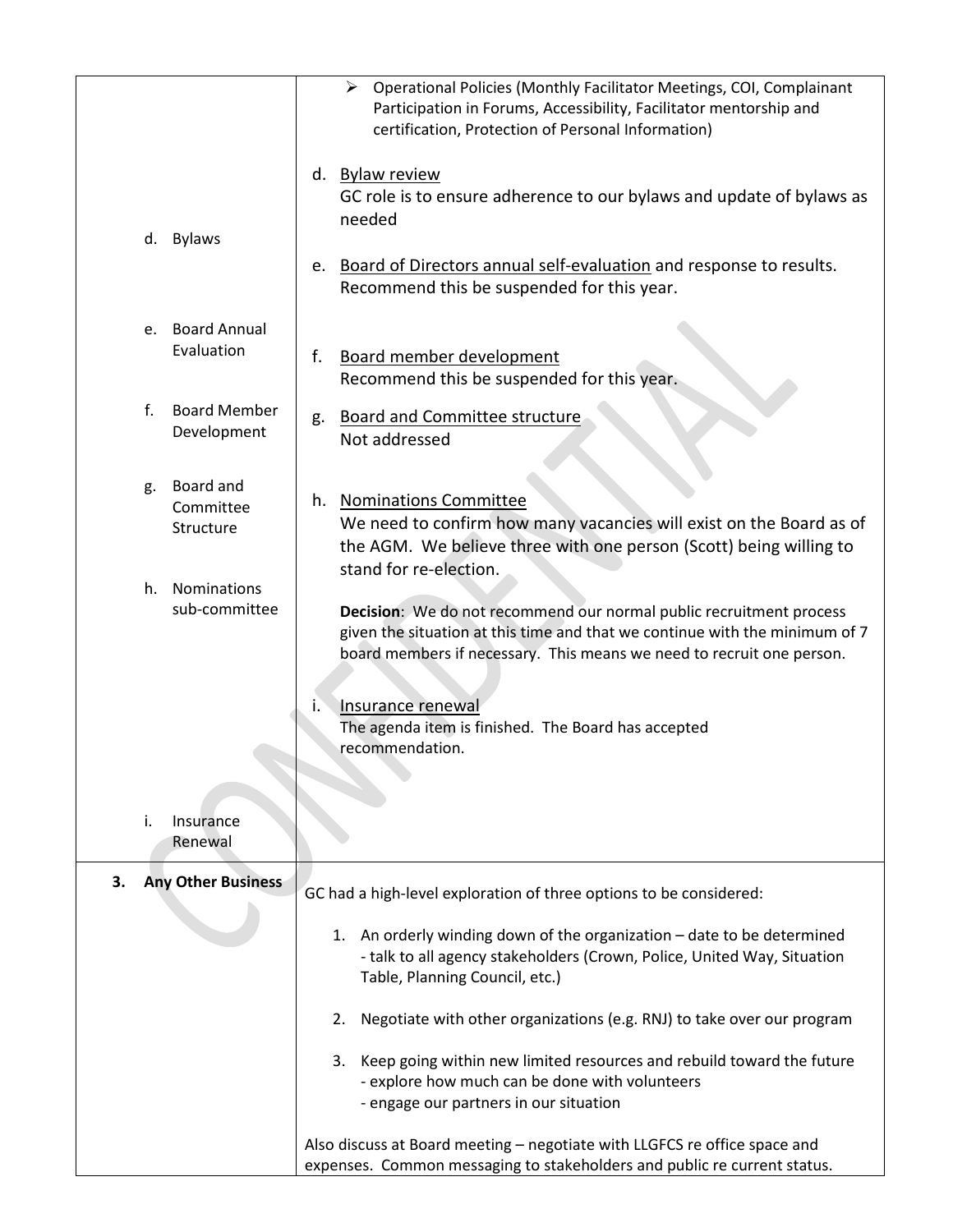| | |
|---|---|
| | ➢ Operational Policies (Monthly Facilitator Meetings, COI, Complainant Participation in Forums, Accessibility, Facilitator mentorship and certification, Protection of Personal Information) |
| d. Bylaws | d. Bylaw review<br>GC role is to ensure adherence to our bylaws and update of bylaws as needed |
| e. Board Annual Evaluation | e. Board of Directors annual self-evaluation and response to results. Recommend this be suspended for this year. |
| f. Board Member Development | f. Board member development<br>Recommend this be suspended for this year. |
| g. Board and Committee Structure | g. Board and Committee structure<br>Not addressed |
| h. Nominations sub-committee | h. Nominations Committee<br>We need to confirm how many vacancies will exist on the Board as of the AGM. We believe three with one person (Scott) being willing to stand for re-election.<br><br>**Decision**: We do not recommend our normal public recruitment process given the situation at this time and that we continue with the minimum of 7 board members if necessary. This means we need to recruit one person. |
| i. Insurance Renewal | i. Insurance renewal<br>The agenda item is finished. The Board has accepted recommendation. |
| **3. Any Other Business** | GC had a high-level exploration of three options to be considered:<br><br>1. An orderly winding down of the organization – date to be determined<br>- talk to all agency stakeholders (Crown, Police, United Way, Situation Table, Planning Council, etc.)<br><br>2. Negotiate with other organizations (e.g. RNJ) to take over our program<br><br>3. Keep going within new limited resources and rebuild toward the future<br>- explore how much can be done with volunteers<br>- engage our partners in our situation<br><br>Also discuss at Board meeting – negotiate with LLGFCS re office space and expenses. Common messaging to stakeholders and public re current status. |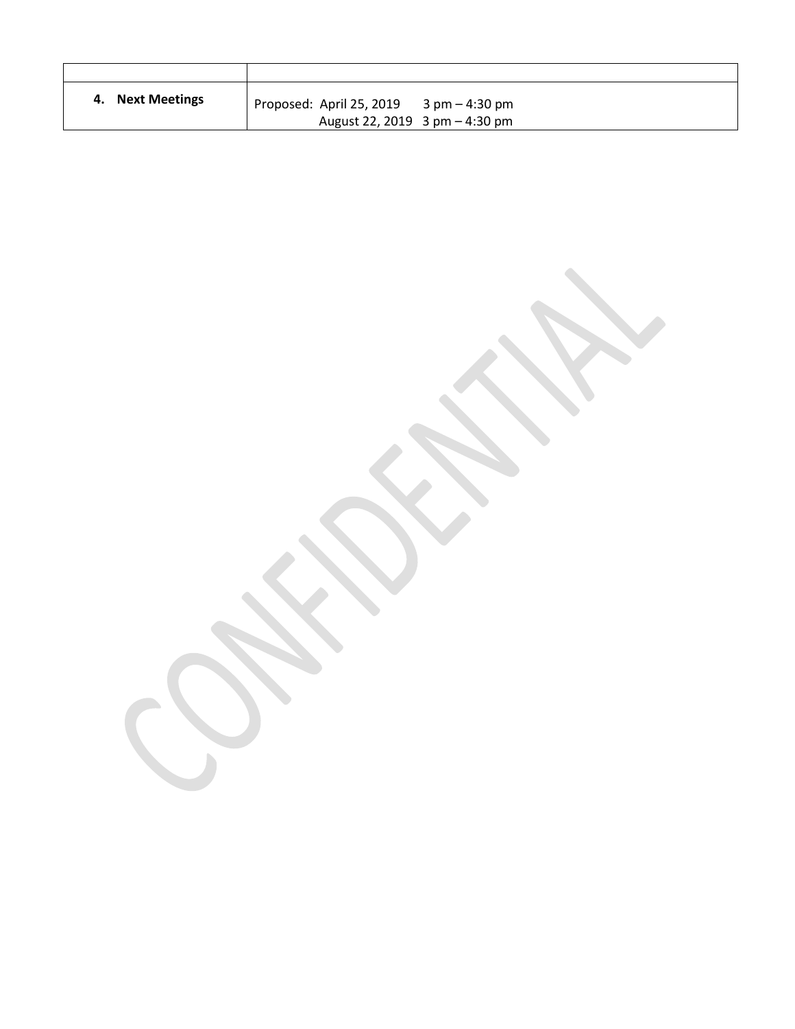| | |
|---|---|
| **4. Next Meetings** | Proposed: April 25, 2019 3 pm – 4:30 pm<br>August 22, 2019 3 pm – 4:30 pm |

CONFIDENTIAL